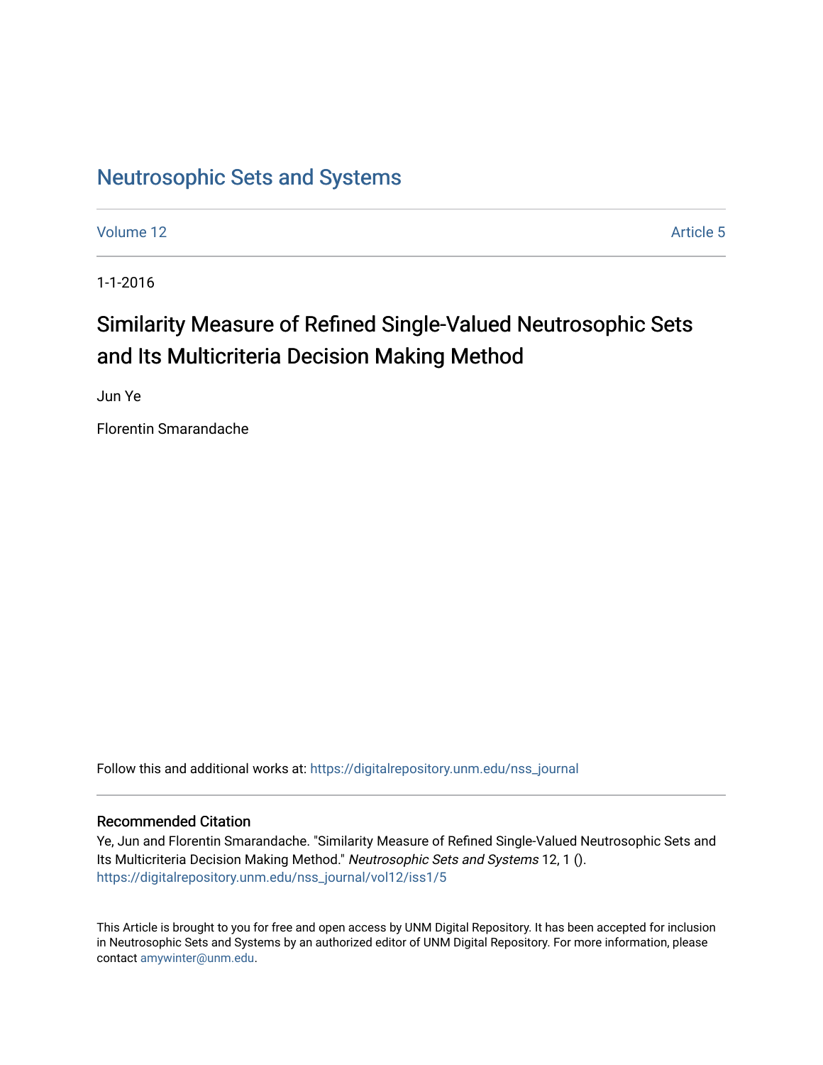# Neutrosophic Sets and Systems

Volume 12 Article 5

1-1-2016

## Similarity Measure of Refined Single-Valued Neutrosophic Sets and Its Multicriteria Decision Making Method

Jun Ye

Florentin Smarandache

Follow this and additional works at: https://digitalrepository.unm.edu/nss_journal

### Recommended Citation

Ye, Jun and Florentin Smarandache. "Similarity Measure of Refined Single-Valued Neutrosophic Sets and Its Multicriteria Decision Making Method." *Neutrosophic Sets and Systems* 12, 1 ().
https://digitalrepository.unm.edu/nss_journal/vol12/iss1/5

This Article is brought to you for free and open access by UNM Digital Repository. It has been accepted for inclusion in Neutrosophic Sets and Systems by an authorized editor of UNM Digital Repository. For more information, please contact amywinter@unm.edu.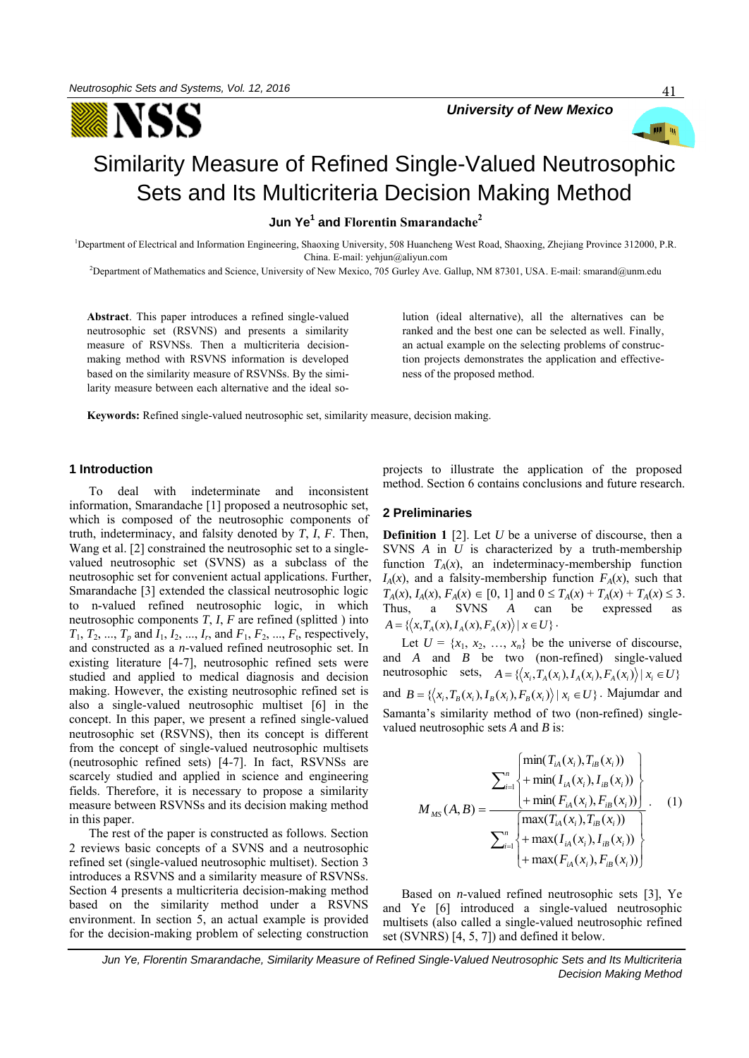# Similarity Measure of Refined Single-Valued Neutrosophic Sets and Its Multicriteria Decision Making Method

**Jun Ye[1] and Florentin Smarandache[2]**

[1]Department of Electrical and Information Engineering, Shaoxing University, 508 Huancheng West Road, Shaoxing, Zhejiang Province 312000, P.R. China. E-mail: yehjun@aliyun.com

[2]Department of Mathematics and Science, University of New Mexico, 705 Gurley Ave. Gallup, NM 87301, USA. E-mail: smarand@unm.edu

**Abstract**. This paper introduces a refined single-valued neutrosophic set (RSVNS) and presents a similarity measure of RSVNSs. Then a multicriteria decision-making method with RSVNS information is developed based on the similarity measure of RSVNSs. By the similarity measure between each alternative and the ideal solution (ideal alternative), all the alternatives can be ranked and the best one can be selected as well. Finally, an actual example on the selecting problems of construction projects demonstrates the application and effectiveness of the proposed method.

**Keywords:** Refined single-valued neutrosophic set, similarity measure, decision making.

## 1 Introduction

To deal with indeterminate and inconsistent information, Smarandache [1] proposed a neutrosophic set, which is composed of the neutrosophic components of truth, indeterminacy, and falsity denoted by *T*, *I*, *F*. Then, Wang et al. [2] constrained the neutrosophic set to a single-valued neutrosophic set (SVNS) as a subclass of the neutrosophic set for convenient actual applications. Further, Smarandache [3] extended the classical neutrosophic logic to n-valued refined neutrosophic logic, in which neutrosophic components *T*, *I*, *F* are refined (splitted ) into $T_1, T_2, ..., T_p$ and $I_1, I_2, ..., I_r$, and $F_1, F_2, ..., F_t$, respectively, and constructed as a *n*-valued refined neutrosophic set. In existing literature [4-7], neutrosophic refined sets were studied and applied to medical diagnosis and decision making. However, the existing neutrosophic refined set is also a single-valued neutrosophic multiset [6] in the concept. In this paper, we present a refined single-valued neutrosophic set (RSVNS), then its concept is different from the concept of single-valued neutrosophic multisets (neutrosophic refined sets) [4-7]. In fact, RSVNSs are scarcely studied and applied in science and engineering fields. Therefore, it is necessary to propose a similarity measure between RSVNSs and its decision making method in this paper.

The rest of the paper is constructed as follows. Section 2 reviews basic concepts of a SVNS and a neutrosophic refined set (single-valued neutrosophic multiset). Section 3 introduces a RSVNS and a similarity measure of RSVNSs. Section 4 presents a multicriteria decision-making method based on the similarity method under a RSVNS environment. In section 5, an actual example is provided for the decision-making problem of selecting construction projects to illustrate the application of the proposed method. Section 6 contains conclusions and future research.

## 2 Preliminaries

**Definition 1** [2]. Let *U* be a universe of discourse, then a SVNS *A* in *U* is characterized by a truth-membership function $T_A(x)$, an indeterminacy-membership function $I_A(x)$, and a falsity-membership function $F_A(x)$, such that $T_A(x), I_A(x), F_A(x) \in [0, 1]$ and $0 \le T_A(x) + T_A(x) + T_A(x) \le 3$. Thus, a SVNS *A* can be expressed as $A = \{\langle x, T_A(x), I_A(x), F_A(x)\rangle \mid x \in U\}$.

Let $U = \{x_1, x_2, …, x_n\}$ be the universe of discourse, and *A* and *B* be two (non-refined) single-valued neutrosophic sets, $A = \{\langle x_i, T_A(x_i), I_A(x_i), F_A(x_i)\rangle \mid x_i \in U\}$ and $B = \{\langle x_i, T_B(x_i), I_B(x_i), F_B(x_i)\rangle \mid x_i \in U\}$. Majumdar and Samanta's similarity method of two (non-refined) single-valued neutrosophic sets *A* and *B* is:

$$M_{MS}(A,B) = \frac{\sum_{i=1}^{n} \begin{Bmatrix} \min(T_{iA}(x_i), T_{iB}(x_i)) \\ + \min(I_{iA}(x_i), I_{iB}(x_i)) \\ + \min(F_{iA}(x_i), F_{iB}(x_i)) \end{Bmatrix}}{\sum_{i=1}^{n} \begin{Bmatrix} \max(T_{iA}(x_i), T_{iB}(x_i)) \\ + \max(I_{iA}(x_i), I_{iB}(x_i)) \\ + \max(F_{iA}(x_i), F_{iB}(x_i)) \end{Bmatrix}}. \quad (1)$$

Based on *n*-valued refined neutrosophic sets [3], Ye and Ye [6] introduced a single-valued neutrosophic multisets (also called a single-valued neutrosophic refined set (SVNRS) [4, 5, 7]) and defined it below.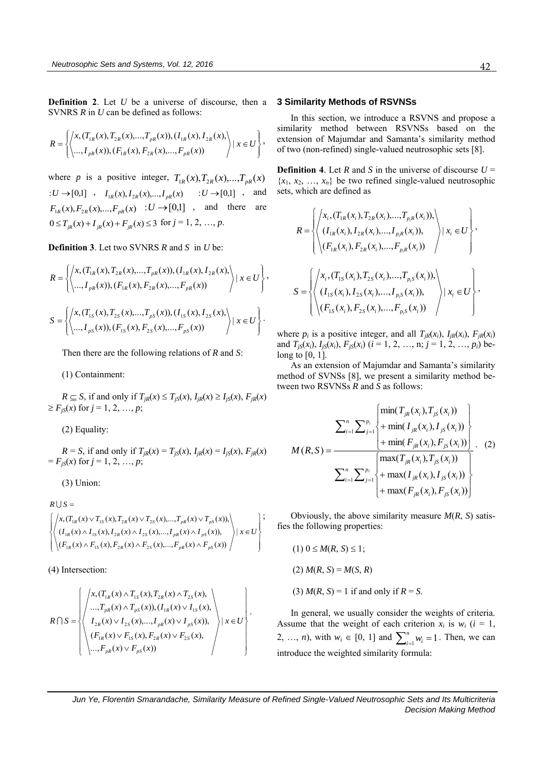**Definition 2**. Let $U$ be a universe of discourse, then a SVNRS $R$ in $U$ can be defined as follows:

$$R = \left\{ \left\langle \begin{matrix} x, (T_{1R}(x), T_{2R}(x), ..., T_{pR}(x)), (I_{1R}(x), I_{2R}(x), \\ ..., I_{pR}(x)), (F_{1R}(x), F_{2R}(x), ..., F_{pR}(x)) \end{matrix} \right\rangle \mid x \in U \right\},$$

where $p$ is a positive integer, $T_{1R}(x), T_{2R}(x), ..., T_{pR}(x) : U \to [0,1]$, $I_{1R}(x), I_{2R}(x), ..., I_{pR}(x) : U \to [0,1]$, and $F_{1R}(x), F_{2R}(x), ..., F_{pR}(x) : U \to [0,1]$, and there are $0 \le T_{jR}(x) + I_{jR}(x) + F_{jR}(x) \le 3$ for $j = 1, 2, …, p$.

**Definition 3**. Let two SVNRS $R$ and $S$ in $U$ be:

$$R = \left\{ \left\langle \begin{matrix} x, (T_{1R}(x), T_{2R}(x), ..., T_{pR}(x)), (I_{1R}(x), I_{2R}(x), \\ ..., I_{pR}(x)), (F_{1R}(x), F_{2R}(x), ..., F_{pR}(x)) \end{matrix} \right\rangle \mid x \in U \right\},$$

$$S = \left\{ \left\langle \begin{matrix} x, (T_{1S}(x), T_{2S}(x), ..., T_{pS}(x)), (I_{1S}(x), I_{2S}(x), \\ ..., I_{pS}(x)), (F_{1S}(x), F_{2S}(x), ..., F_{pS}(x)) \end{matrix} \right\rangle \mid x \in U \right\}.$$

Then there are the following relations of $R$ and $S$:

(1) Containment:

$R \subseteq S$, if and only if $T_{jR}(x) \le T_{jS}(x)$, $I_{jR}(x) \ge I_{jS}(x)$, $F_{jR}(x) \ge F_{jS}(x)$ for $j = 1, 2, …, p$;

(2) Equality:

$R = S$, if and only if $T_{jR}(x) = T_{jS}(x)$, $I_{jR}(x) = I_{jS}(x)$, $F_{jR}(x) = F_{jS}(x)$ for $j = 1, 2, …, p$;

(3) Union:

$$R \cup S = \left\{ \left\langle \begin{matrix} x, (T_{1R}(x) \vee T_{1S}(x), T_{2R}(x) \vee T_{2S}(x), ..., T_{pR}(x) \vee T_{pS}(x)), \\ (I_{1R}(x) \wedge I_{1S}(x), I_{2R}(x) \wedge I_{2S}(x), ..., I_{pR}(x) \wedge I_{pS}(x)), \\ (F_{1R}(x) \wedge F_{1S}(x), F_{2R}(x) \wedge F_{2S}(x), ..., F_{pR}(x) \wedge F_{pS}(x)) \end{matrix} \right\rangle \mid x \in U \right\};$$

(4) Intersection:

$$R \cap S = \left\{ \left\langle \begin{matrix} x, (T_{1R}(x) \wedge T_{1S}(x), T_{2R}(x) \wedge T_{2S}(x), \\ ..., T_{pR}(x) \wedge T_{pS}(x)), (I_{1R}(x) \vee I_{1S}(x), \\ I_{2R}(x) \vee I_{2S}(x), ..., I_{pR}(x) \vee I_{pS}(x)), \\ (F_{1R}(x) \vee F_{1S}(x), F_{2R}(x) \vee F_{2S}(x), \\ ..., F_{pR}(x) \vee F_{pS}(x)) \end{matrix} \right\rangle \mid x \in U \right\}.$$

## 3 Similarity Methods of RSVNSs

In this section, we introduce a RSVNS and propose a similarity method between RSVNSs based on the extension of Majumdar and Samanta's similarity method of two (non-refined) single-valued neutrosophic sets [8].

**Definition 4**. Let $R$ and $S$ in the universe of discourse $U = \{x_1, x_2, …, x_n\}$ be two refined single-valued neutrosophic sets, which are defined as

$$R = \left\{ \left\langle \begin{matrix} x_i, (T_{1R}(x_i), T_{2R}(x_i), ..., T_{p_iR}(x_i)), \\ (I_{1R}(x_i), I_{2R}(x_i), ..., I_{p_iR}(x_i)), \\ (F_{1R}(x_i), F_{2R}(x_i), ..., F_{p_iR}(x_i)) \end{matrix} \right\rangle \mid x_i \in U \right\},$$

$$S = \left\{ \left\langle \begin{matrix} x_i, (T_{1S}(x_i), T_{2S}(x_i), ..., T_{p_iS}(x_i)), \\ (I_{1S}(x_i), I_{2S}(x_i), ..., I_{p_iS}(x_i)), \\ (F_{1S}(x_i), F_{2S}(x_i), ..., F_{p_iS}(x_i)) \end{matrix} \right\rangle \mid x_i \in U \right\},$$

where $p_i$ is a positive integer, and all $T_{jR}(x_i)$, $I_{jR}(x_i)$, $F_{jR}(x_i)$ and $T_{jS}(x_i)$, $I_{jS}(x_i)$, $F_{jS}(x_i)$ ($i = 1, 2, …, n$; $j = 1, 2, …, p_i$) belong to [0, 1].

As an extension of Majumdar and Samanta's similarity method of SVNSs [8], we present a similarity method between two RSVNSs $R$ and $S$ as follows:

$$M(R,S) = \frac{\sum_{i=1}^{n} \sum_{j=1}^{p_i} \begin{Bmatrix} \min(T_{jR}(x_i), T_{jS}(x_i)) \\ + \min(I_{jR}(x_i), I_{jS}(x_i)) \\ + \min(F_{jR}(x_i), F_{jS}(x_i)) \end{Bmatrix}}{\sum_{i=1}^{n} \sum_{j=1}^{p_i} \begin{Bmatrix} \max(T_{jR}(x_i), T_{jS}(x_i)) \\ + \max(I_{jR}(x_i), I_{jS}(x_i)) \\ + \max(F_{jR}(x_i), F_{jS}(x_i)) \end{Bmatrix}}. \quad (2)$$

Obviously, the above similarity measure $M(R, S)$ satisfies the following properties:

(1) $0 \le M(R, S) \le 1$;

(2) $M(R, S) = M(S, R)$

(3) $M(R, S) = 1$ if and only if $R = S$.

In general, we usually consider the weights of criteria. Assume that the weight of each criterion $x_i$ is $w_i$ ($i = 1, 2, …, n$), with $w_i \in [0, 1]$ and $\sum_{i=1}^{n} w_i = 1$. Then, we can introduce the weighted similarity formula: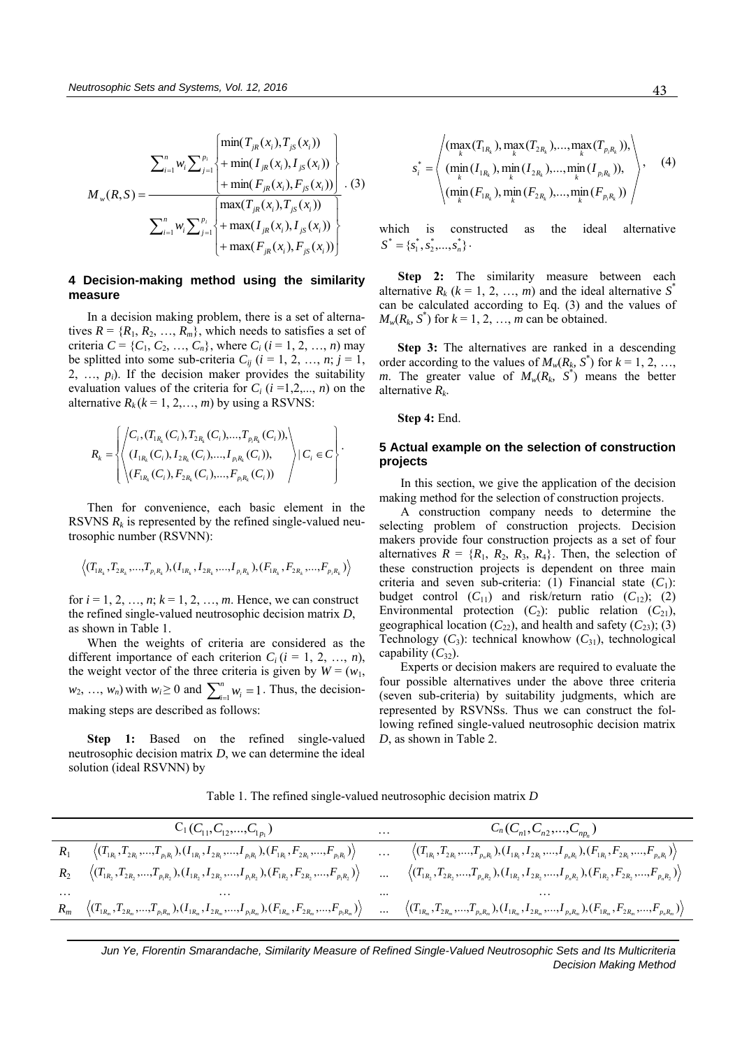$$M_w(R,S)=\frac{\sum_{i=1}^{n} w_i \sum_{j=1}^{p_i} \begin{Bmatrix} \min(T_{jR}(x_i),T_{jS}(x_i)) \\ +\min(I_{jR}(x_i),I_{jS}(x_i)) \\ +\min(F_{jR}(x_i),F_{jS}(x_i)) \end{Bmatrix}}{\sum_{i=1}^{n} w_i \sum_{j=1}^{p_i} \begin{Bmatrix} \max(T_{jR}(x_i),T_{jS}(x_i)) \\ +\max(I_{jR}(x_i),I_{jS}(x_i)) \\ +\max(F_{jR}(x_i),F_{jS}(x_i)) \end{Bmatrix}}. \quad (3)$$

## 4 Decision-making method using the similarity measure

In a decision making problem, there is a set of alternatives $R = \{R_1, R_2, \ldots, R_m\}$, which needs to satisfies a set of criteria $C = \{C_1, C_2, \ldots, C_n\}$, where $C_i$ ($i = 1, 2, \ldots, n$) may be splitted into some sub-criteria $C_{ij}$ ($i = 1, 2, \ldots, n$; $j = 1, 2, \ldots, p_i$). If the decision maker provides the suitability evaluation values of the criteria for $C_i$ ($i = 1,2,\ldots, n$) on the alternative $R_k$ ($k = 1, 2,\ldots, m$) by using a RSVNS:

$$R_k = \left\{ \left\langle \begin{matrix} C_i, (T_{1R_k}(C_i), T_{2R_k}(C_i), \ldots, T_{p_iR_k}(C_i)), \\ (I_{1R_k}(C_i), I_{2R_k}(C_i), \ldots, I_{p_iR_k}(C_i)), \\ (F_{1R_k}(C_i), F_{2R_k}(C_i), \ldots, F_{p_iR_k}(C_i)) \end{matrix} \right\rangle \mid C_i \in C \right\}.$$

Then for convenience, each basic element in the RSVNS $R_k$ is represented by the refined single-valued neutrosophic number (RSVNN):

$$\left\langle (T_{1R_k}, T_{2R_k}, \ldots, T_{p_iR_k}), (I_{1R_k}, I_{2R_k}, \ldots, I_{p_iR_k}), (F_{1R_k}, F_{2R_k}, \ldots, F_{p_iR_k}) \right\rangle$$

for $i = 1, 2, \ldots, n$; $k = 1, 2, \ldots, m$. Hence, we can construct the refined single-valued neutrosophic decision matrix $D$, as shown in Table 1.

When the weights of criteria are considered as the different importance of each criterion $C_i$ ($i = 1, 2, \ldots, n$), the weight vector of the three criteria is given by $W = (w_1, w_2, \ldots, w_n)$ with $w_i \geq 0$ and $\sum_{i=1}^{n} w_i = 1$. Thus, the decision-making steps are described as follows:

**Step 1:** Based on the refined single-valued neutrosophic decision matrix $D$, we can determine the ideal solution (ideal RSVNN) by

$$s_i^* = \left\langle \begin{matrix} (\max_k(T_{1R_k}), \max_k(T_{2R_k}), \ldots, \max_k(T_{p_iR_k})), \\ (\min_k(I_{1R_k}), \min_k(I_{2R_k}), \ldots, \min_k(I_{p_iR_k})), \\ (\min_k(F_{1R_k}), \min_k(F_{2R_k}), \ldots, \min_k(F_{p_iR_k})) \end{matrix} \right\rangle, \quad (4)$$

which is constructed as the ideal alternative $S^* = \{s_1^*, s_2^*, \ldots, s_n^*\}$.

**Step 2:** The similarity measure between each alternative $R_k$ ($k = 1, 2, \ldots, m$) and the ideal alternative $S^*$ can be calculated according to Eq. (3) and the values of $M_w(R_k, S^*)$ for $k = 1, 2, \ldots, m$ can be obtained.

**Step 3:** The alternatives are ranked in a descending order according to the values of $M_w(R_k, S^*)$ for $k = 1, 2, \ldots, m$. The greater value of $M_w(R_k, S^*)$ means the better alternative $R_k$.

**Step 4:** End.

## 5 Actual example on the selection of construction projects

In this section, we give the application of the decision making method for the selection of construction projects.

A construction company needs to determine the selecting problem of construction projects. Decision makers provide four construction projects as a set of four alternatives $R = \{R_1, R_2, R_3, R_4\}$. Then, the selection of these construction projects is dependent on three main criteria and seven sub-criteria: (1) Financial state ($C_1$): budget control ($C_{11}$) and risk/return ratio ($C_{12}$); (2) Environmental protection ($C_2$): public relation ($C_{21}$), geographical location ($C_{22}$), and health and safety ($C_{23}$); (3) Technology ($C_3$): technical knowhow ($C_{31}$), technological capability ($C_{32}$).

Experts or decision makers are required to evaluate the four possible alternatives under the above three criteria (seven sub-criteria) by suitability judgments, which are represented by RSVNSs. Thus we can construct the following refined single-valued neutrosophic decision matrix $D$, as shown in Table 2.

Table 1. The refined single-valued neutrosophic decision matrix $D$

| | $C_1(C_{11}, C_{12}, \ldots, C_{1p_1})$ | … | $C_n(C_{n1}, C_{n2}, \ldots, C_{np_n})$ |
|---|---|---|---|
| $R_1$ | $\langle (T_{1R_1}, T_{2R_1}, \ldots, T_{p_1R_1}), (I_{1R_1}, I_{2R_1}, \ldots, I_{p_1R_1}), (F_{1R_1}, F_{2R_1}, \ldots, F_{p_1R_1}) \rangle$ | … | $\langle (T_{1R_1}, T_{2R_1}, \ldots, T_{p_nR_1}), (I_{1R_1}, I_{2R_1}, \ldots, I_{p_nR_1}), (F_{1R_1}, F_{2R_1}, \ldots, F_{p_nR_1}) \rangle$ |
| $R_2$ | $\langle (T_{1R_2}, T_{2R_2}, \ldots, T_{p_1R_2}), (I_{1R_2}, I_{2R_2}, \ldots, I_{p_1R_2}), (F_{1R_2}, F_{2R_2}, \ldots, F_{p_1R_2}) \rangle$ | ... | $\langle (T_{1R_2}, T_{2R_2}, \ldots, T_{p_nR_2}), (I_{1R_2}, I_{2R_2}, \ldots, I_{p_nR_2}), (F_{1R_2}, F_{2R_2}, \ldots, F_{p_nR_2}) \rangle$ |
| … | … | ... | … |
| $R_m$ | $\langle (T_{1R_m}, T_{2R_m}, \ldots, T_{p_1R_m}), (I_{1R_m}, I_{2R_m}, \ldots, I_{p_1R_m}), (F_{1R_m}, F_{2R_m}, \ldots, F_{p_1R_m}) \rangle$ | ... | $\langle (T_{1R_m}, T_{2R_m}, \ldots, T_{p_nR_m}), (I_{1R_m}, I_{2R_m}, \ldots, I_{p_nR_m}), (F_{1R_m}, F_{2R_m}, \ldots, F_{p_nR_m}) \rangle$ |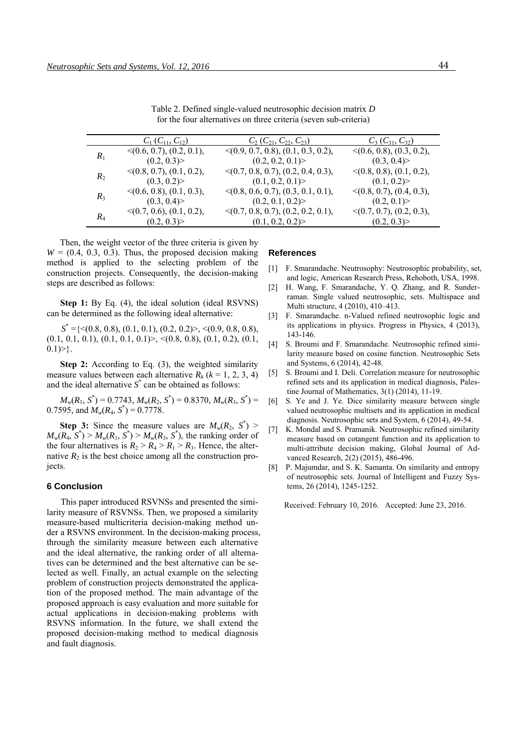Table 2. Defined single-valued neutrosophic decision matrix $D$ for the four alternatives on three criteria (seven sub-criteria)

| | $C_1$ ($C_{11}$, $C_{12}$) | $C_2$ ($C_{21}$, $C_{22}$, $C_{23}$) | $C_3$ ($C_{31}$, $C_{32}$) |
|---|---|---|---|
| $R_1$ | <(0.6, 0.7), (0.2, 0.1), (0.2, 0.3)> | <(0.9, 0.7, 0.8), (0.1, 0.3, 0.2), (0.2, 0.2, 0.1)> | <(0.6, 0.8), (0.3, 0.2), (0.3, 0.4)> |
| $R_2$ | <(0.8, 0.7), (0.1, 0.2), (0.3, 0.2)> | <(0.7, 0.8, 0.7), (0.2, 0.4, 0.3), (0.1, 0.2, 0.1)> | <(0.8, 0.8), (0.1, 0.2), (0.1, 0.2)> |
| $R_3$ | <(0.6, 0.8), (0.1, 0.3), (0.3, 0.4)> | <(0.8, 0.6, 0.7), (0.3, 0.1, 0.1), (0.2, 0.1, 0.2)> | <(0.8, 0.7), (0.4, 0.3), (0.2, 0.1)> |
| $R_4$ | <(0.7, 0.6), (0.1, 0.2), (0.2, 0.3)> | <(0.7, 0.8, 0.7), (0.2, 0.2, 0.1), (0.1, 0.2, 0.2)> | <(0.7, 0.7), (0.2, 0.3), (0.2, 0.3)> |

Then, the weight vector of the three criteria is given by $W$ = (0.4, 0.3, 0.3). Thus, the proposed decision making method is applied to the selecting problem of the construction projects. Consequently, the decision-making steps are described as follows:

**Step 1:** By Eq. (4), the ideal solution (ideal RSVNS) can be determined as the following ideal alternative:

$S^*$ ={<(0.8, 0.8), (0.1, 0.1), (0.2, 0.2)>, <(0.9, 0.8, 0.8), (0.1, 0.1, 0.1), (0.1, 0.1, 0.1)>, <(0.8, 0.8), (0.1, 0.2), (0.1, 0.1)>}.

**Step 2:** According to Eq. (3), the weighted similarity measure values between each alternative $R_k$ ($k$ = 1, 2, 3, 4) and the ideal alternative $S^*$ can be obtained as follows:

$M_w(R_1, S^*)$ = 0.7743, $M_w(R_2, S^*)$ = 0.8370, $M_w(R_3, S^*)$ = 0.7595, and $M_w(R_4, S^*)$ = 0.7778.

**Step 3:** Since the measure values are $M_w(R_2, S^*) > M_w(R_4, S^*) > M_w(R_1, S^*) > M_w(R_3, S^*)$, the ranking order of the four alternatives is $R_2 > R_4 > R_1 > R_3$. Hence, the alternative $R_2$ is the best choice among all the construction projects.

## 6 Conclusion

This paper introduced RSVNSs and presented the similarity measure of RSVNSs. Then, we proposed a similarity measure-based multicriteria decision-making method under a RSVNS environment. In the decision-making process, through the similarity measure between each alternative and the ideal alternative, the ranking order of all alternatives can be determined and the best alternative can be selected as well. Finally, an actual example on the selecting problem of construction projects demonstrated the application of the proposed method. The main advantage of the proposed approach is easy evaluation and more suitable for actual applications in decision-making problems with RSVNS information. In the future, we shall extend the proposed decision-making method to medical diagnosis and fault diagnosis.

## References

[1] F. Smarandache. Neutrosophy: Neutrosophic probability, set, and logic, American Research Press, Rehoboth, USA, 1998.

[2] H. Wang, F. Smarandache, Y. Q. Zhang, and R. Sunderraman. Single valued neutrosophic, sets. Multispace and Multi structure, 4 (2010), 410–413.

[3] F. Smarandache. n-Valued refined neutrosophic logic and its applications in physics. Progress in Physics, 4 (2013), 143-146.

[4] S. Broumi and F. Smarandache. Neutrosophic refined similarity measure based on cosine function. Neutrosophic Sets and Systems, 6 (2014), 42-48.

[5] S. Broumi and I. Deli. Correlation measure for neutrosophic refined sets and its application in medical diagnosis, Palestine Journal of Mathematics, 3(1) (2014), 11-19.

[6] S. Ye and J. Ye. Dice similarity measure between single valued neutrosophic multisets and its application in medical diagnosis. Neutrosophic sets and System, 6 (2014), 49-54.

[7] K. Mondal and S. Pramanik. Neutrosophic refined similarity measure based on cotangent function and its application to multi-attribute decision making, Global Journal of Advanced Research, 2(2) (2015), 486-496.

[8] P. Majumdar, and S. K. Samanta. On similarity and entropy of neutrosophic sets. Journal of Intelligent and Fuzzy Systems, 26 (2014), 1245-1252.

Received: February 10, 2016. Accepted: June 23, 2016.